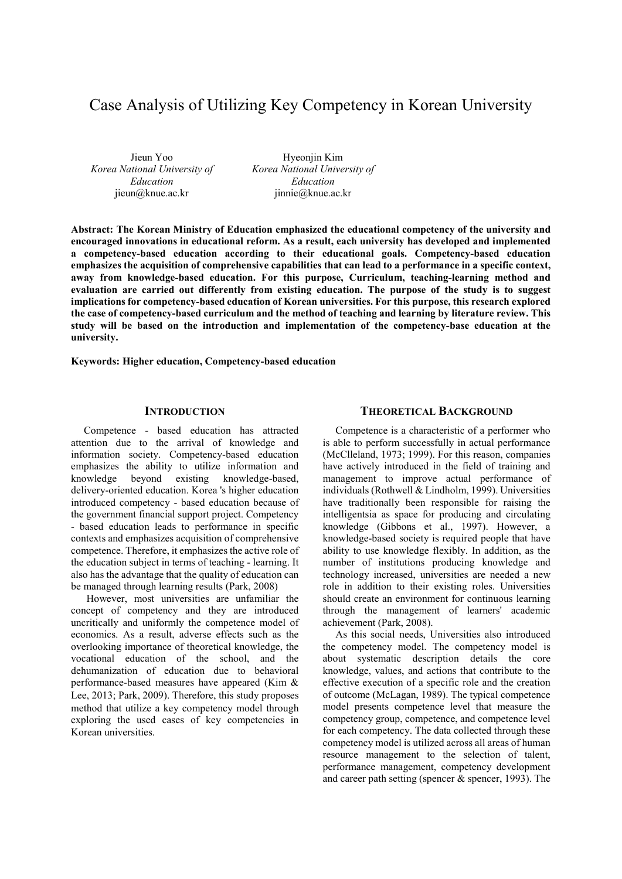# Case Analysis of Utilizing Key Competency in Korean University

Jieun Yoo
*Korea National University of Education*
jieun@knue.ac.kr

Hyeonjin Kim
*Korea National University of Education*
jinnie@knue.ac.kr

**Abstract: The Korean Ministry of Education emphasized the educational competency of the university and encouraged innovations in educational reform. As a result, each university has developed and implemented a competency-based education according to their educational goals. Competency-based education emphasizes the acquisition of comprehensive capabilities that can lead to a performance in a specific context, away from knowledge-based education. For this purpose, Curriculum, teaching-learning method and evaluation are carried out differently from existing education. The purpose of the study is to suggest implications for competency-based education of Korean universities. For this purpose, this research explored the case of competency-based curriculum and the method of teaching and learning by literature review. This study will be based on the introduction and implementation of the competency-base education at the university.**

**Keywords: Higher education, Competency-based education**

## Introduction

Competence - based education has attracted attention due to the arrival of knowledge and information society. Competency-based education emphasizes the ability to utilize information and knowledge beyond existing knowledge-based, delivery-oriented education. Korea 's higher education introduced competency - based education because of the government financial support project. Competency - based education leads to performance in specific contexts and emphasizes acquisition of comprehensive competence. Therefore, it emphasizes the active role of the education subject in terms of teaching - learning. It also has the advantage that the quality of education can be managed through learning results (Park, 2008)

However, most universities are unfamiliar the concept of competency and they are introduced uncritically and uniformly the competence model of economics. As a result, adverse effects such as the overlooking importance of theoretical knowledge, the vocational education of the school, and the dehumanization of education due to behavioral performance-based measures have appeared (Kim & Lee, 2013; Park, 2009). Therefore, this study proposes method that utilize a key competency model through exploring the used cases of key competencies in Korean universities.

## Theoretical Background

Competence is a characteristic of a performer who is able to perform successfully in actual performance (McClleland, 1973; 1999). For this reason, companies have actively introduced in the field of training and management to improve actual performance of individuals (Rothwell & Lindholm, 1999). Universities have traditionally been responsible for raising the intelligentsia as space for producing and circulating knowledge (Gibbons et al., 1997). However, a knowledge-based society is required people that have ability to use knowledge flexibly. In addition, as the number of institutions producing knowledge and technology increased, universities are needed a new role in addition to their existing roles. Universities should create an environment for continuous learning through the management of learners' academic achievement (Park, 2008).

As this social needs, Universities also introduced the competency model. The competency model is about systematic description details the core knowledge, values, and actions that contribute to the effective execution of a specific role and the creation of outcome (McLagan, 1989). The typical competence model presents competence level that measure the competency group, competence, and competence level for each competency. The data collected through these competency model is utilized across all areas of human resource management to the selection of talent, performance management, competency development and career path setting (spencer & spencer, 1993). The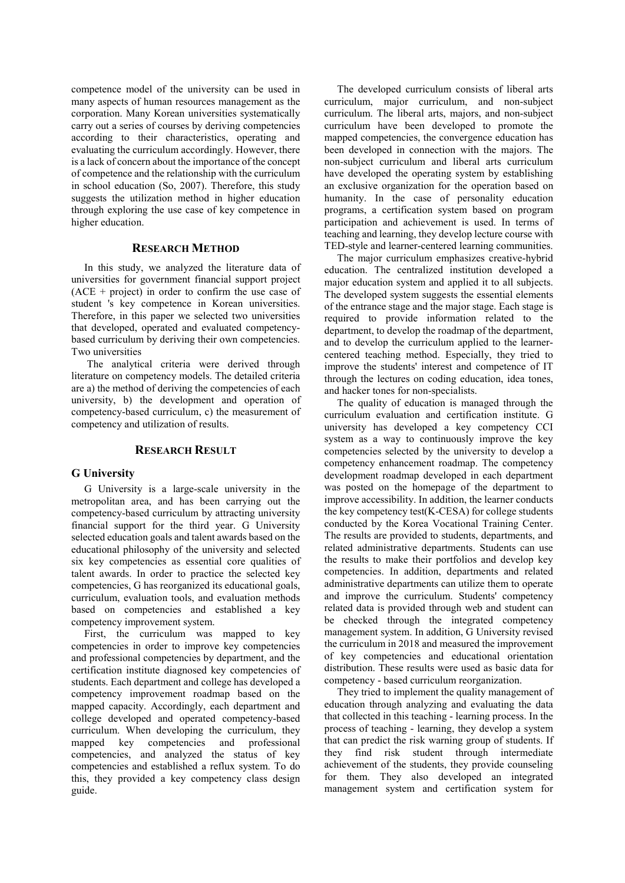competence model of the university can be used in many aspects of human resources management as the corporation. Many Korean universities systematically carry out a series of courses by deriving competencies according to their characteristics, operating and evaluating the curriculum accordingly. However, there is a lack of concern about the importance of the concept of competence and the relationship with the curriculum in school education (So, 2007). Therefore, this study suggests the utilization method in higher education through exploring the use case of key competence in higher education.

## RESEARCH METHOD

In this study, we analyzed the literature data of universities for government financial support project (ACE + project) in order to confirm the use case of student 's key competence in Korean universities. Therefore, in this paper we selected two universities that developed, operated and evaluated competency-based curriculum by deriving their own competencies. Two universities

The analytical criteria were derived through literature on competency models. The detailed criteria are a) the method of deriving the competencies of each university, b) the development and operation of competency-based curriculum, c) the measurement of competency and utilization of results.

## RESEARCH RESULT

### G University

G University is a large-scale university in the metropolitan area, and has been carrying out the competency-based curriculum by attracting university financial support for the third year. G University selected education goals and talent awards based on the educational philosophy of the university and selected six key competencies as essential core qualities of talent awards. In order to practice the selected key competencies, G has reorganized its educational goals, curriculum, evaluation tools, and evaluation methods based on competencies and established a key competency improvement system.

First, the curriculum was mapped to key competencies in order to improve key competencies and professional competencies by department, and the certification institute diagnosed key competencies of students. Each department and college has developed a competency improvement roadmap based on the mapped capacity. Accordingly, each department and college developed and operated competency-based curriculum. When developing the curriculum, they mapped key competencies and professional competencies, and analyzed the status of key competencies and established a reflux system. To do this, they provided a key competency class design guide.

The developed curriculum consists of liberal arts curriculum, major curriculum, and non-subject curriculum. The liberal arts, majors, and non-subject curriculum have been developed to promote the mapped competencies, the convergence education has been developed in connection with the majors. The non-subject curriculum and liberal arts curriculum have developed the operating system by establishing an exclusive organization for the operation based on humanity. In the case of personality education programs, a certification system based on program participation and achievement is used. In terms of teaching and learning, they develop lecture course with TED-style and learner-centered learning communities.

The major curriculum emphasizes creative-hybrid education. The centralized institution developed a major education system and applied it to all subjects. The developed system suggests the essential elements of the entrance stage and the major stage. Each stage is required to provide information related to the department, to develop the roadmap of the department, and to develop the curriculum applied to the learner-centered teaching method. Especially, they tried to improve the students' interest and competence of IT through the lectures on coding education, idea tones, and hacker tones for non-specialists.

The quality of education is managed through the curriculum evaluation and certification institute. G university has developed a key competency CCI system as a way to continuously improve the key competencies selected by the university to develop a competency enhancement roadmap. The competency development roadmap developed in each department was posted on the homepage of the department to improve accessibility. In addition, the learner conducts the key competency test(K-CESA) for college students conducted by the Korea Vocational Training Center. The results are provided to students, departments, and related administrative departments. Students can use the results to make their portfolios and develop key competencies. In addition, departments and related administrative departments can utilize them to operate and improve the curriculum. Students' competency related data is provided through web and student can be checked through the integrated competency management system. In addition, G University revised the curriculum in 2018 and measured the improvement of key competencies and educational orientation distribution. These results were used as basic data for competency - based curriculum reorganization.

They tried to implement the quality management of education through analyzing and evaluating the data that collected in this teaching - learning process. In the process of teaching - learning, they develop a system that can predict the risk warning group of students. If they find risk student through intermediate achievement of the students, they provide counseling for them. They also developed an integrated management system and certification system for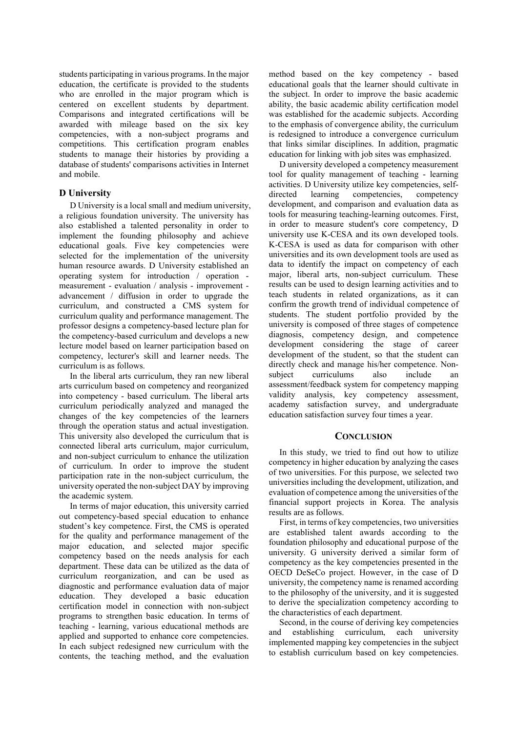students participating in various programs. In the major education, the certificate is provided to the students who are enrolled in the major program which is centered on excellent students by department. Comparisons and integrated certifications will be awarded with mileage based on the six key competencies, with a non-subject programs and competitions. This certification program enables students to manage their histories by providing a database of students' comparisons activities in Internet and mobile.

### D University

D University is a local small and medium university, a religious foundation university. The university has also established a talented personality in order to implement the founding philosophy and achieve educational goals. Five key competencies were selected for the implementation of the university human resource awards. D University established an operating system for introduction / operation - measurement - evaluation / analysis - improvement - advancement / diffusion in order to upgrade the curriculum, and constructed a CMS system for curriculum quality and performance management. The professor designs a competency-based lecture plan for the competency-based curriculum and develops a new lecture model based on learner participation based on competency, lecturer's skill and learner needs. The curriculum is as follows.

In the liberal arts curriculum, they ran new liberal arts curriculum based on competency and reorganized into competency - based curriculum. The liberal arts curriculum periodically analyzed and managed the changes of the key competencies of the learners through the operation status and actual investigation. This university also developed the curriculum that is connected liberal arts curriculum, major curriculum, and non-subject curriculum to enhance the utilization of curriculum. In order to improve the student participation rate in the non-subject curriculum, the university operated the non-subject DAY by improving the academic system.

In terms of major education, this university carried out competency-based special education to enhance student's key competence. First, the CMS is operated for the quality and performance management of the major education, and selected major specific competency based on the needs analysis for each department. These data can be utilized as the data of curriculum reorganization, and can be used as diagnostic and performance evaluation data of major education. They developed a basic education certification model in connection with non-subject programs to strengthen basic education. In terms of teaching - learning, various educational methods are applied and supported to enhance core competencies. In each subject redesigned new curriculum with the contents, the teaching method, and the evaluation method based on the key competency - based educational goals that the learner should cultivate in the subject. In order to improve the basic academic ability, the basic academic ability certification model was established for the academic subjects. According to the emphasis of convergence ability, the curriculum is redesigned to introduce a convergence curriculum that links similar disciplines. In addition, pragmatic education for linking with job sites was emphasized.

D university developed a competency measurement tool for quality management of teaching - learning activities. D University utilize key competencies, self-directed learning competencies, competency development, and comparison and evaluation data as tools for measuring teaching-learning outcomes. First, in order to measure student's core competency, D university use K-CESA and its own developed tools. K-CESA is used as data for comparison with other universities and its own development tools are used as data to identify the impact on competency of each major, liberal arts, non-subject curriculum. These results can be used to design learning activities and to teach students in related organizations, as it can confirm the growth trend of individual competence of students. The student portfolio provided by the university is composed of three stages of competence diagnosis, competency design, and competence development considering the stage of career development of the student, so that the student can directly check and manage his/her competence. Non-subject curriculums also include an assessment/feedback system for competency mapping validity analysis, key competency assessment, academy satisfaction survey, and undergraduate education satisfaction survey four times a year.

## CONCLUSION

In this study, we tried to find out how to utilize competency in higher education by analyzing the cases of two universities. For this purpose, we selected two universities including the development, utilization, and evaluation of competence among the universities of the financial support projects in Korea. The analysis results are as follows.

First, in terms of key competencies, two universities are established talent awards according to the foundation philosophy and educational purpose of the university. G university derived a similar form of competency as the key competencies presented in the OECD DeSeCo project. However, in the case of D university, the competency name is renamed according to the philosophy of the university, and it is suggested to derive the specialization competency according to the characteristics of each department.

Second, in the course of deriving key competencies and establishing curriculum, each university implemented mapping key competencies in the subject to establish curriculum based on key competencies.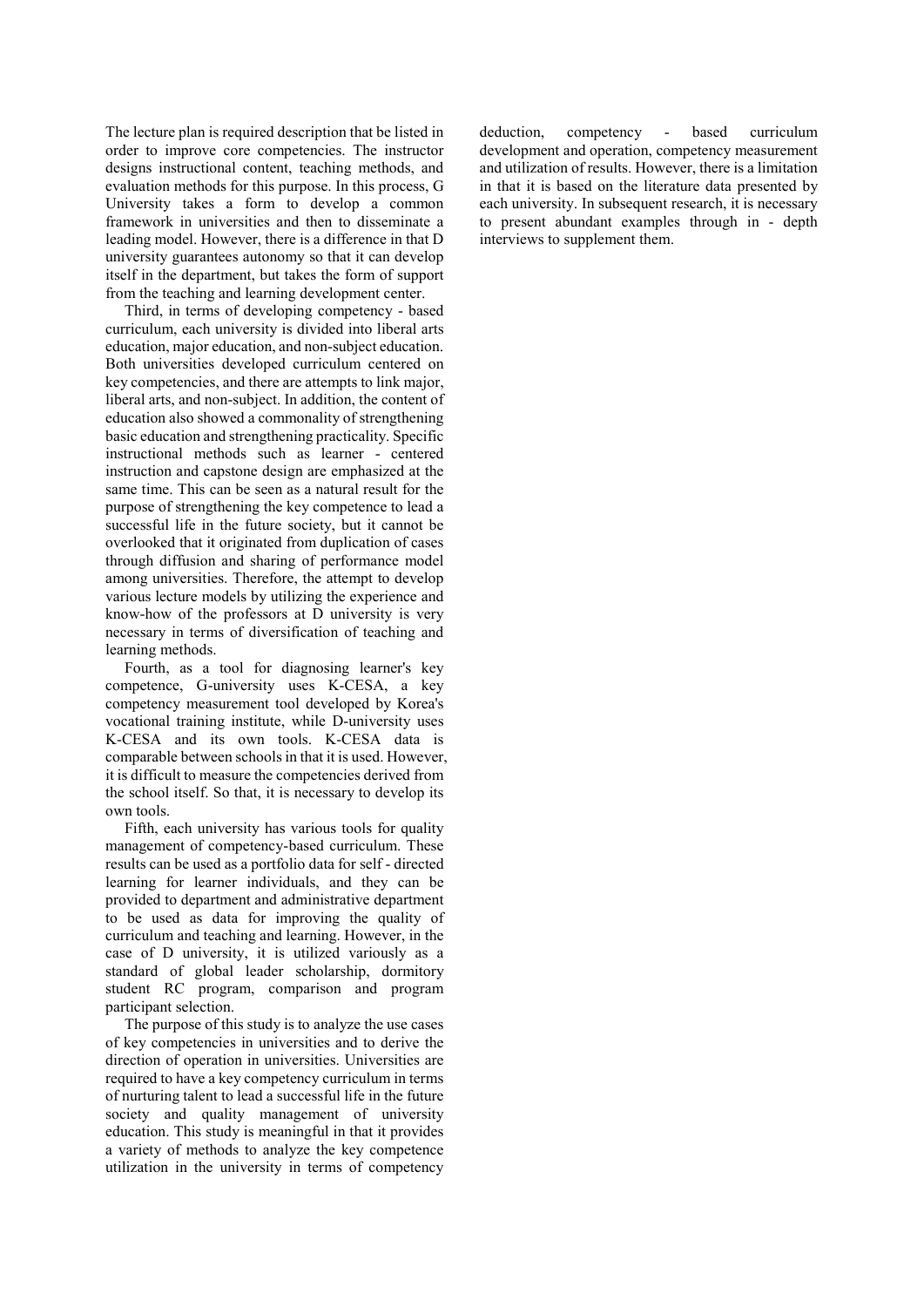The lecture plan is required description that be listed in order to improve core competencies. The instructor designs instructional content, teaching methods, and evaluation methods for this purpose. In this process, G University takes a form to develop a common framework in universities and then to disseminate a leading model. However, there is a difference in that D university guarantees autonomy so that it can develop itself in the department, but takes the form of support from the teaching and learning development center.

Third, in terms of developing competency - based curriculum, each university is divided into liberal arts education, major education, and non-subject education. Both universities developed curriculum centered on key competencies, and there are attempts to link major, liberal arts, and non-subject. In addition, the content of education also showed a commonality of strengthening basic education and strengthening practicality. Specific instructional methods such as learner - centered instruction and capstone design are emphasized at the same time. This can be seen as a natural result for the purpose of strengthening the key competence to lead a successful life in the future society, but it cannot be overlooked that it originated from duplication of cases through diffusion and sharing of performance model among universities. Therefore, the attempt to develop various lecture models by utilizing the experience and know-how of the professors at D university is very necessary in terms of diversification of teaching and learning methods.

Fourth, as a tool for diagnosing learner's key competence, G-university uses K-CESA, a key competency measurement tool developed by Korea's vocational training institute, while D-university uses K-CESA and its own tools. K-CESA data is comparable between schools in that it is used. However, it is difficult to measure the competencies derived from the school itself. So that, it is necessary to develop its own tools.

Fifth, each university has various tools for quality management of competency-based curriculum. These results can be used as a portfolio data for self - directed learning for learner individuals, and they can be provided to department and administrative department to be used as data for improving the quality of curriculum and teaching and learning. However, in the case of D university, it is utilized variously as a standard of global leader scholarship, dormitory student RC program, comparison and program participant selection.

The purpose of this study is to analyze the use cases of key competencies in universities and to derive the direction of operation in universities. Universities are required to have a key competency curriculum in terms of nurturing talent to lead a successful life in the future society and quality management of university education. This study is meaningful in that it provides a variety of methods to analyze the key competence utilization in the university in terms of competency deduction, competency - based curriculum development and operation, competency measurement and utilization of results. However, there is a limitation in that it is based on the literature data presented by each university. In subsequent research, it is necessary to present abundant examples through in - depth interviews to supplement them.